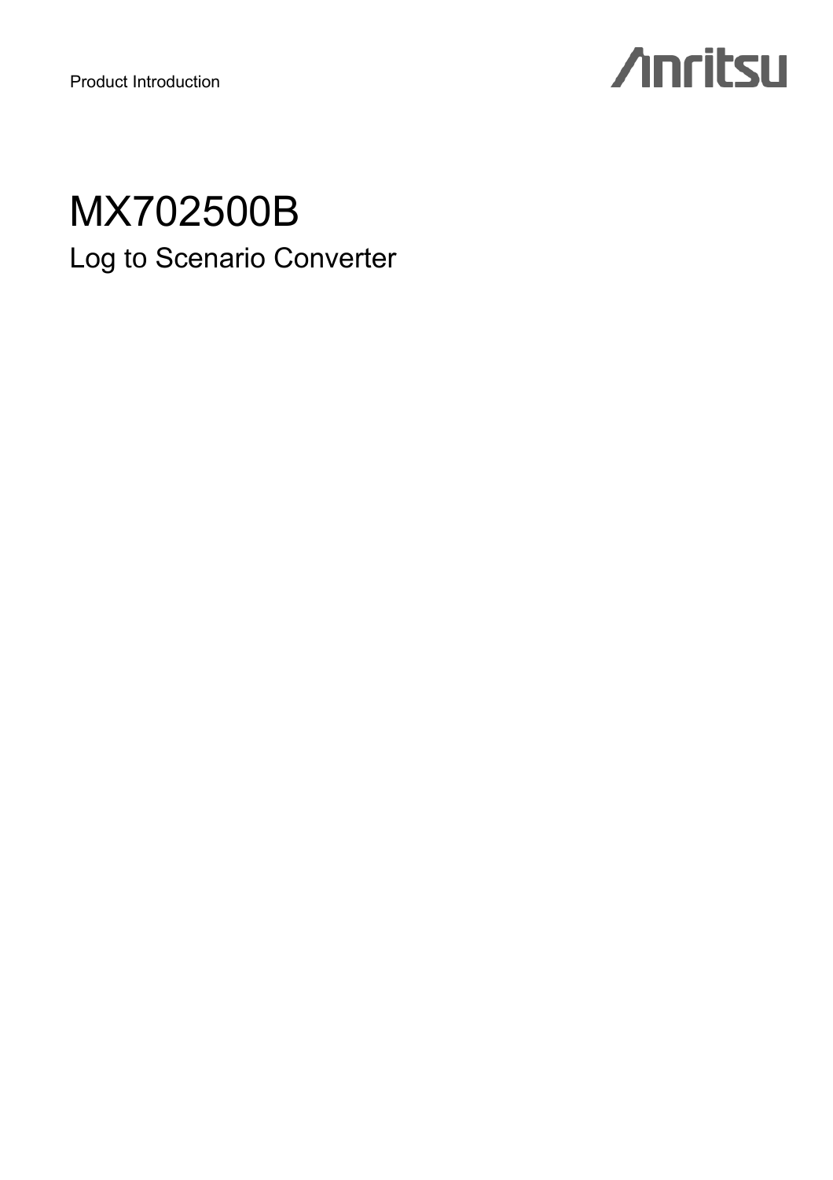Product Introduction

Anritsu

# MX702500B

## Log to Scenario Converter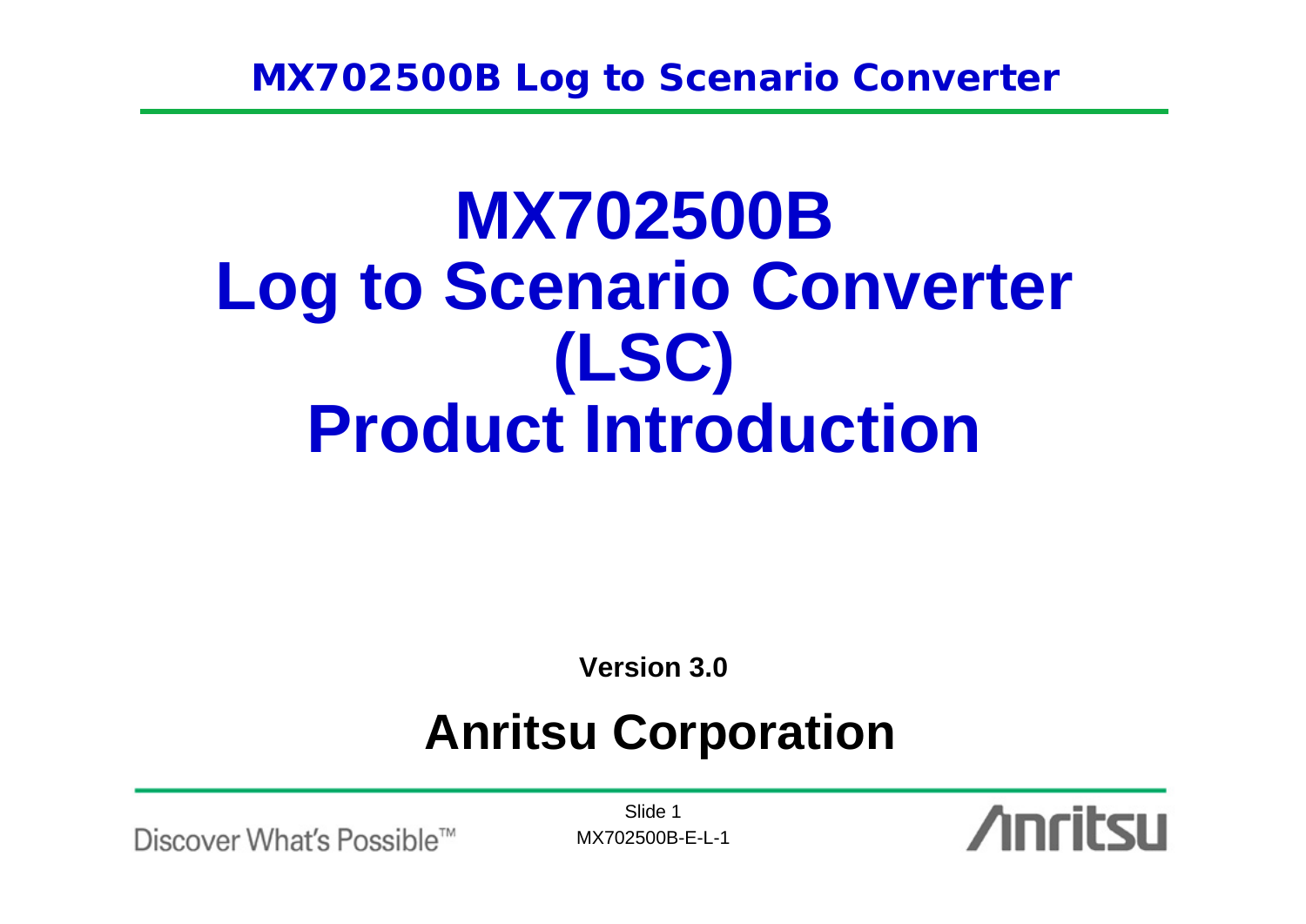# MX702500B
# Log to Scenario Converter
# (LSC)
# Product Introduction

**Version 3.0**

## Anritsu Corporation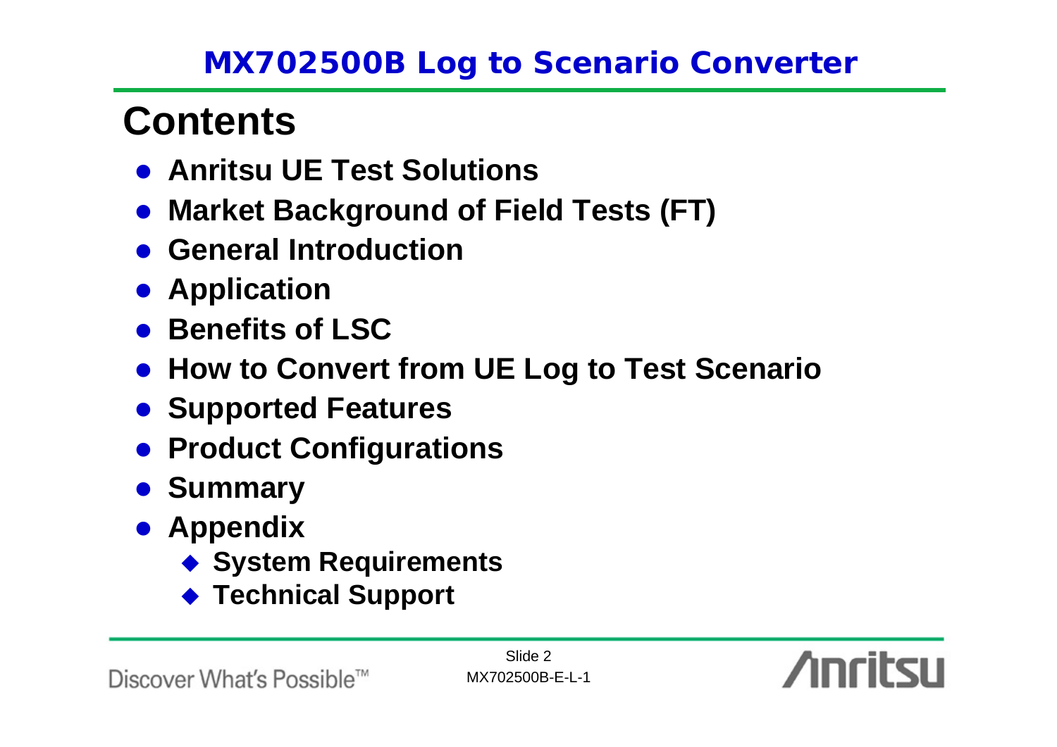# Contents

- Anritsu UE Test Solutions
- Market Background of Field Tests (FT)
- General Introduction
- Application
- Benefits of LSC
- How to Convert from UE Log to Test Scenario
- Supported Features
- Product Configurations
- Summary
- Appendix
  - System Requirements
  - Technical Support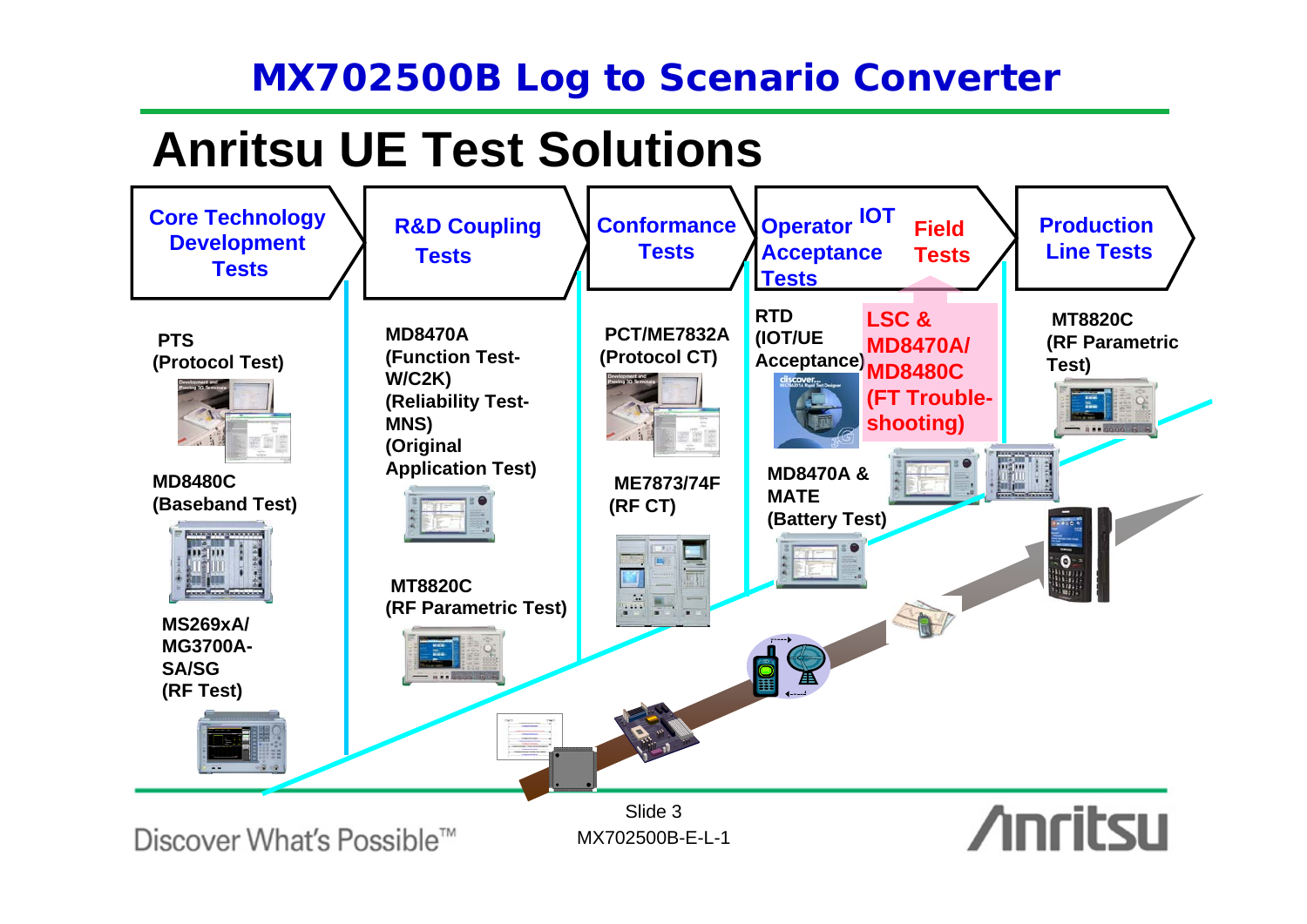# MX702500B Log to Scenario Converter

## Anritsu UE Test Solutions

| Core Technology Development Tests | R&D Coupling Tests | Conformance Tests | Operator Acceptance Tests / IOT Field Tests | Production Line Tests |
|---|---|---|---|---|
| **PTS (Protocol Test)** | **MD8470A (Function Test-W/C2K) (Reliability Test-MNS) (Original Application Test)** | **PCT/ME7832A (Protocol CT)** | **RTD (IOT/UE Acceptance)** | **MT8820C (RF Parametric Test)** |
| **MD8480C (Baseband Test)** | **MT8820C (RF Parametric Test)** | **ME7873/74F (RF CT)** | **LSC & MD8470A/ MD8480C (FT Trouble-shooting)** | |
| **MS269xA/ MG3700A-SA/SG (RF Test)** | | | **MD8470A & MATE (Battery Test)** | |

Discover What's Possible™

MX702500B-E-L-1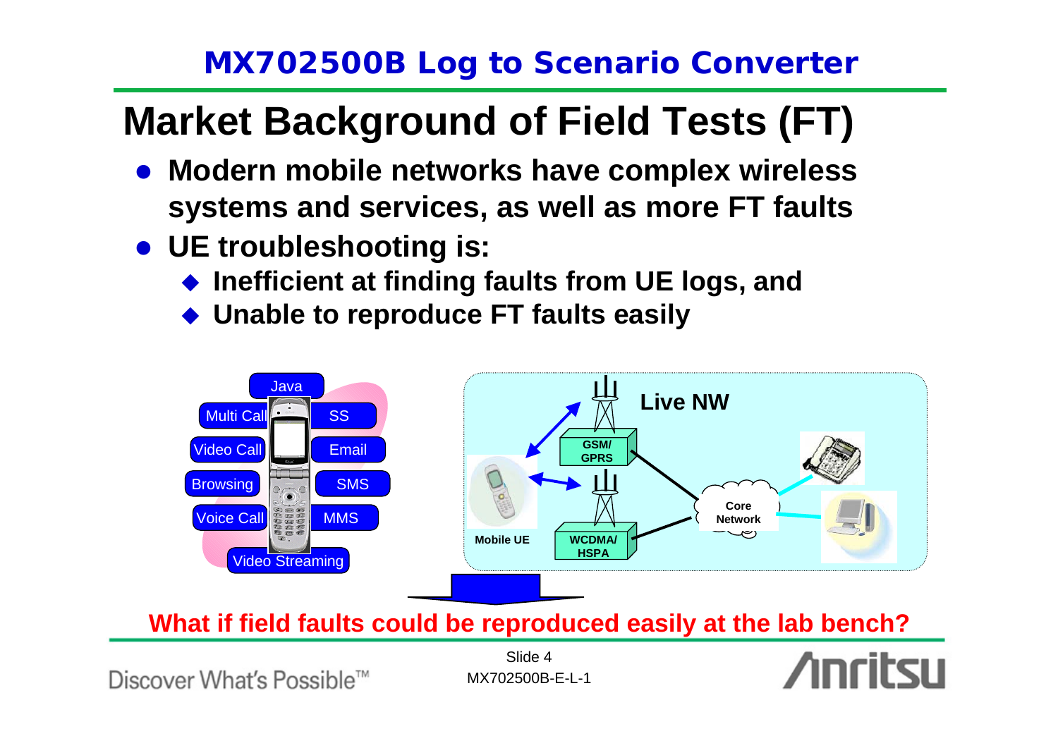# MX702500B Log to Scenario Converter

## Market Background of Field Tests (FT)

- **Modern mobile networks have complex wireless systems and services, as well as more FT faults**
- **UE troubleshooting is:**
  - **Inefficient at finding faults from UE logs, and**
  - **Unable to reproduce FT faults easily**

Java, Multi Call, SS, Video Call, Email, Browsing, SMS, Voice Call, MMS, Video Streaming

Live NW: Mobile UE, GSM/GPRS, WCDMA/HSPA, Core Network

**What if field faults could be reproduced easily at the lab bench?**

Slide 4
MX702500B-E-L-1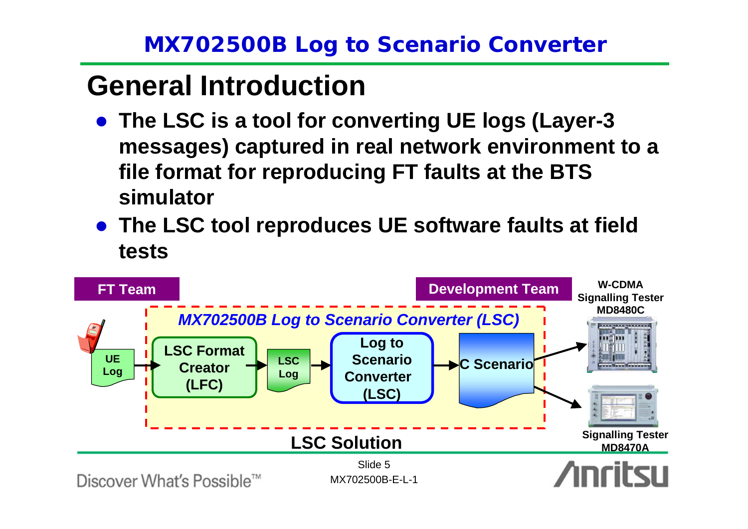## MX702500B Log to Scenario Converter

# General Introduction

- **The LSC is a tool for converting UE logs (Layer-3 messages) captured in real network environment to a file format for reproducing FT faults at the BTS simulator**
- **The LSC tool reproduces UE software faults at field tests**

**FT Team**

**Development Team**

***MX702500B Log to Scenario Converter (LSC)***

**UE Log** → **LSC Format Creator (LFC)** → **LSC Log** → **Log to Scenario Converter (LSC)** → **C Scenario** → **W-CDMA Signalling Tester MD8480C** / **Signalling Tester MD8470A**

**LSC Solution**

MX702500B-E-L-1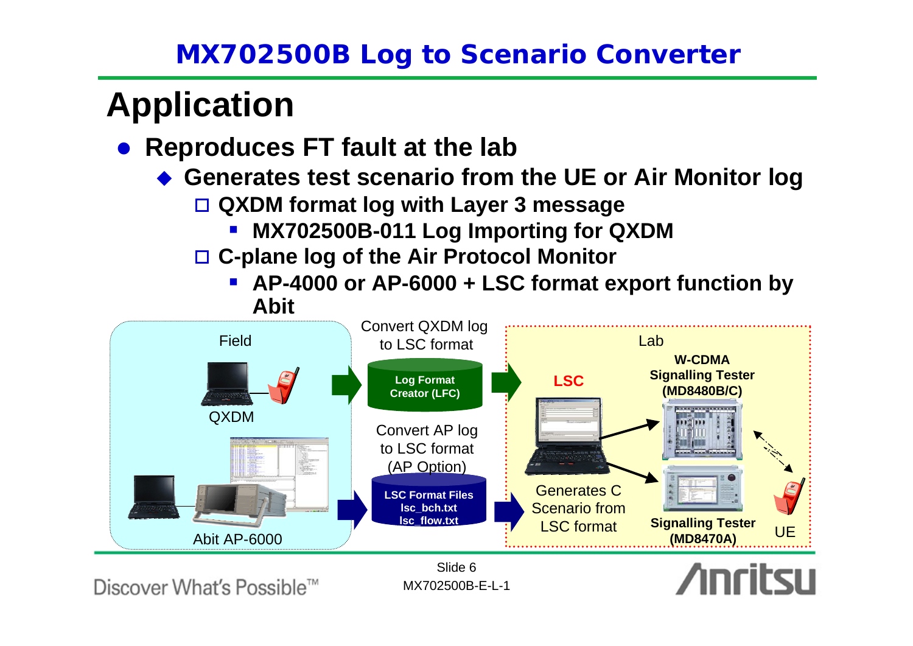# Application

- **Reproduces FT fault at the lab**
  - **Generates test scenario from the UE or Air Monitor log**
    - **QXDM format log with Layer 3 message**
      - **MX702500B-011 Log Importing for QXDM**
    - **C-plane log of the Air Protocol Monitor**
      - **AP-4000 or AP-6000 + LSC format export function by Abit**

Field

QXDM

Abit AP-6000

Convert QXDM log to LSC format

**Log Format Creator (LFC)**

Convert AP log to LSC format (AP Option)

**LSC Format Files**
**lsc_bch.txt**
**lsc_flow.txt**

Lab

**LSC**

Generates C Scenario from LSC format

**W-CDMA Signalling Tester (MD8480B/C)**

**Signalling Tester (MD8470A)**

UE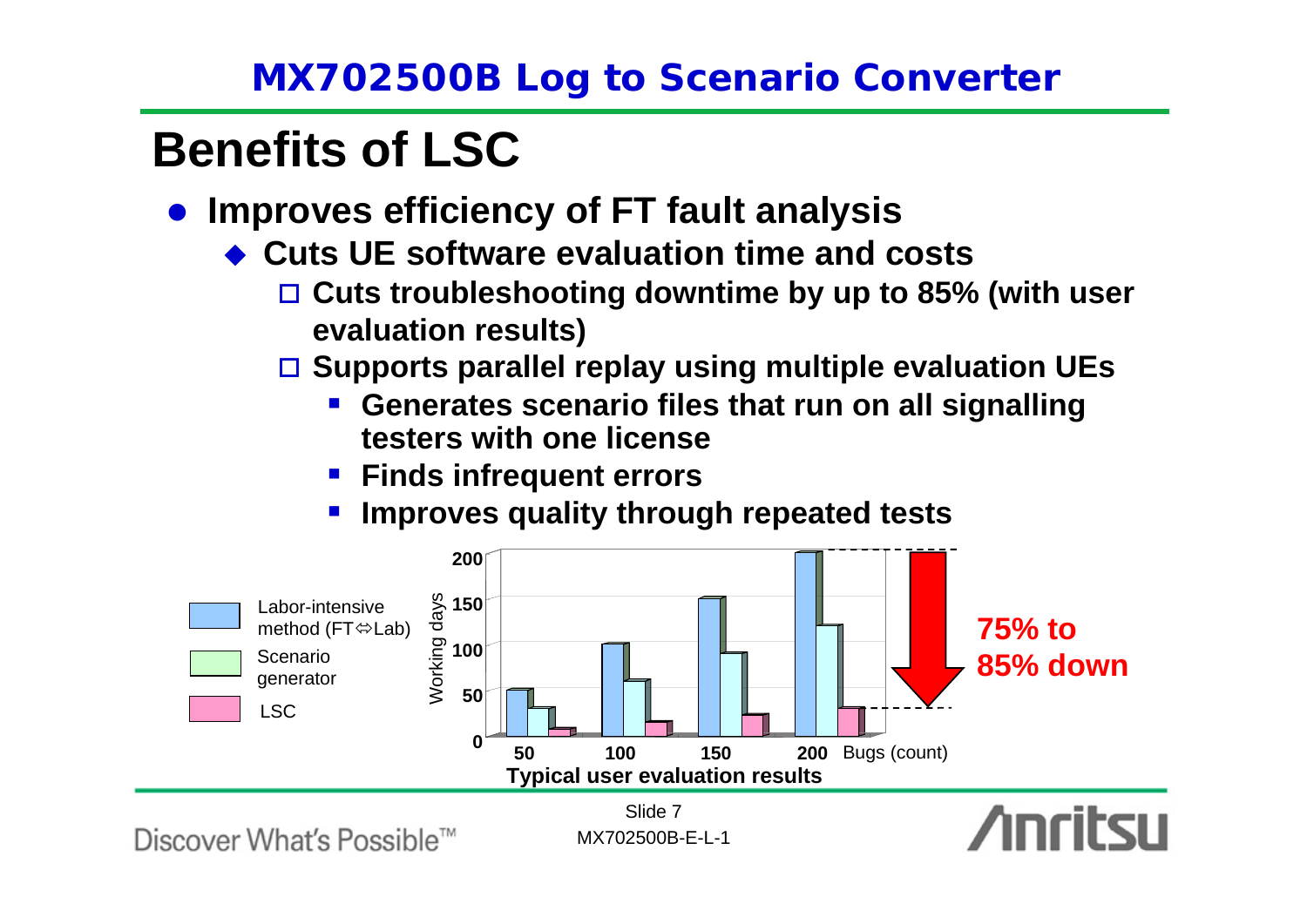## MX702500B Log to Scenario Converter

# Benefits of LSC

- **Improves efficiency of FT fault analysis**
  - **Cuts UE software evaluation time and costs**
    - **Cuts troubleshooting downtime by up to 85% (with user evaluation results)**
    - **Supports parallel replay using multiple evaluation UEs**
      - **Generates scenario files that run on all signalling testers with one license**
      - **Finds infrequent errors**
      - **Improves quality through repeated tests**

Labor-intensive method (FT⇔Lab)
Scenario generator
LSC

Working days

**Typical user evaluation results**

Bugs (count)

**75% to 85% down**

Slide 7

MX702500B-E-L-1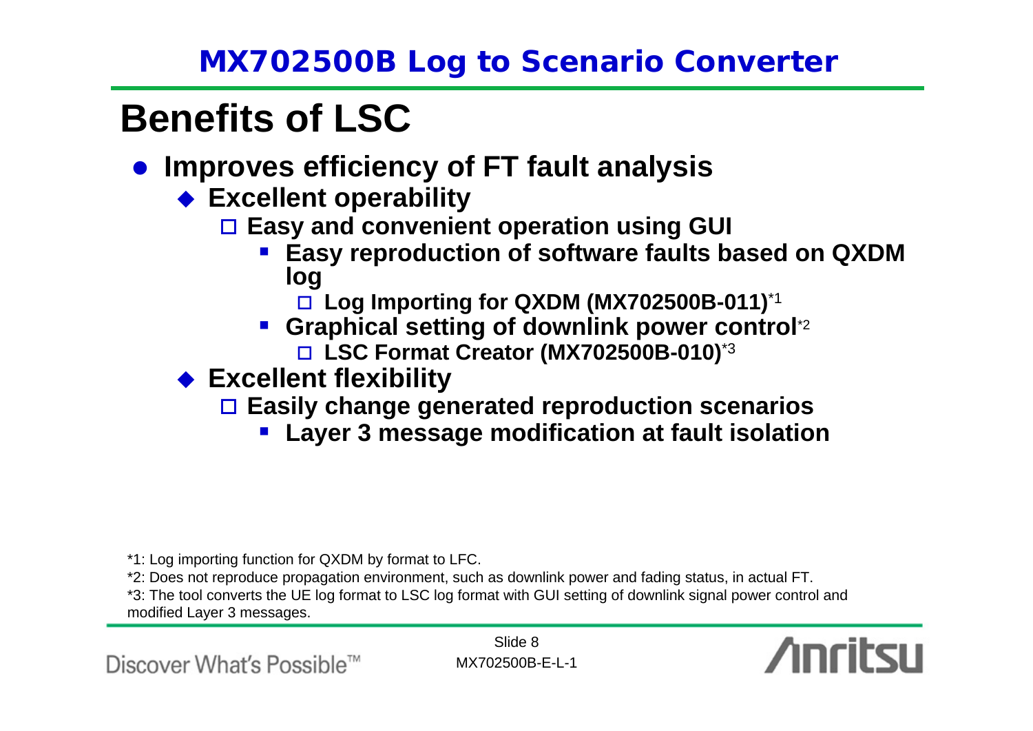## MX702500B Log to Scenario Converter

# Benefits of LSC

- **Improves efficiency of FT fault analysis**
  - **Excellent operability**
    - **Easy and convenient operation using GUI**
      - **Easy reproduction of software faults based on QXDM log**
        - **Log Importing for QXDM (MX702500B-011)**[*1]
      - **Graphical setting of downlink power control**[*2]
        - **LSC Format Creator (MX702500B-010)**[*3]
  - **Excellent flexibility**
    - **Easily change generated reproduction scenarios**
      - **Layer 3 message modification at fault isolation**

*1: Log importing function for QXDM by format to LFC.

*2: Does not reproduce propagation environment, such as downlink power and fading status, in actual FT.

*3: The tool converts the UE log format to LSC log format with GUI setting of downlink signal power control and modified Layer 3 messages.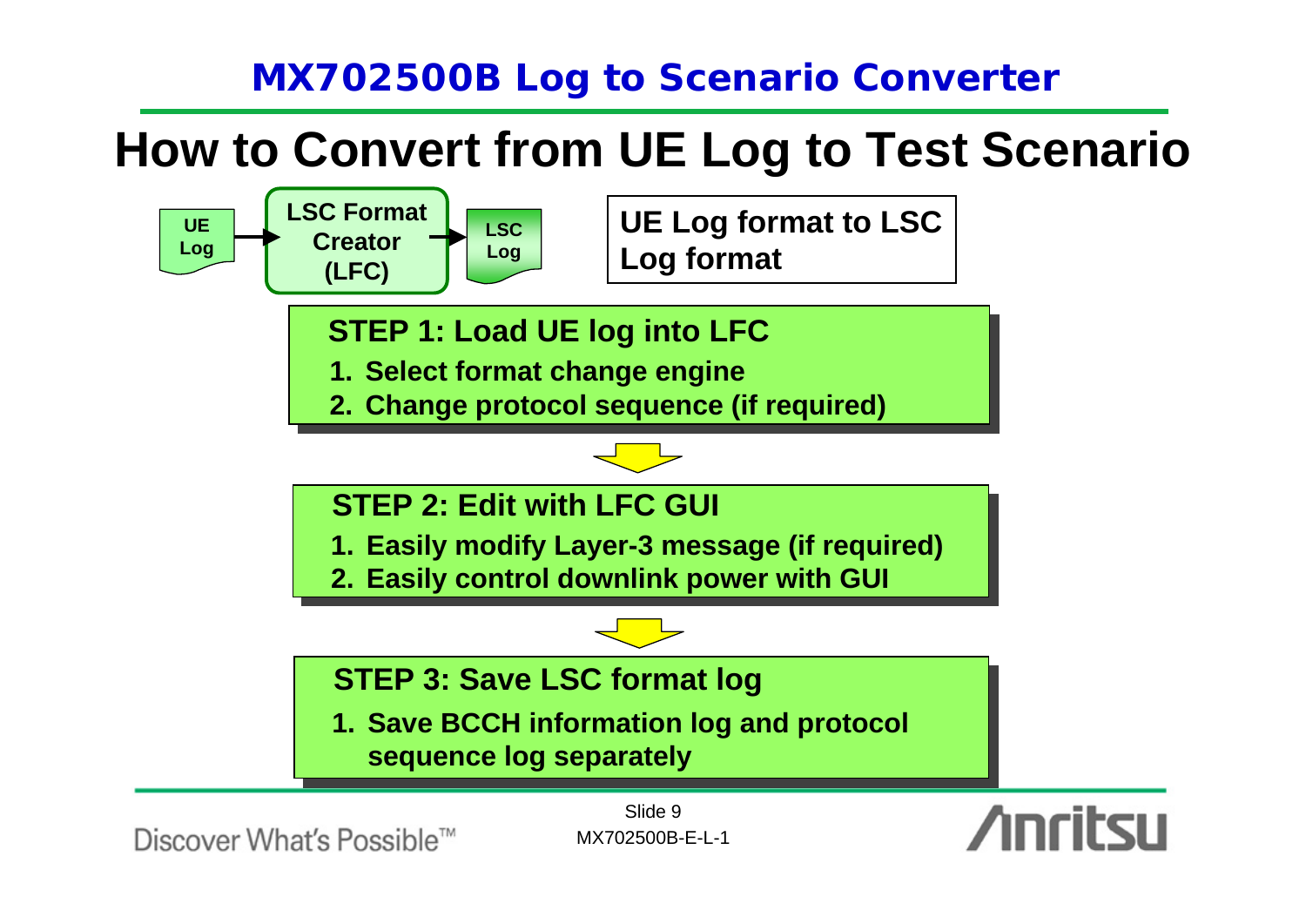# MX702500B Log to Scenario Converter

## How to Convert from UE Log to Test Scenario

UE Log → LSC Format Creator (LFC) → LSC Log

**UE Log format to LSC Log format**

### STEP 1: Load UE log into LFC

1. Select format change engine
2. Change protocol sequence (if required)

### STEP 2: Edit with LFC GUI

1. Easily modify Layer-3 message (if required)
2. Easily control downlink power with GUI

### STEP 3: Save LSC format log

1. Save BCCH information log and protocol sequence log separately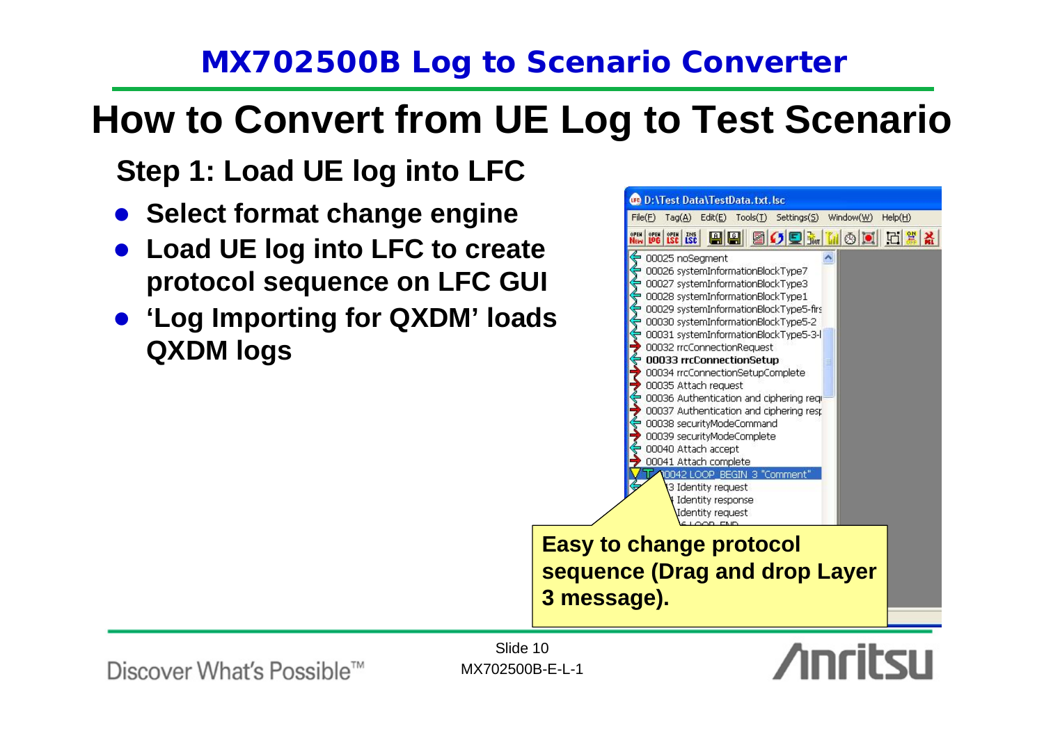## MX702500B Log to Scenario Converter

# How to Convert from UE Log to Test Scenario

### Step 1: Load UE log into LFC

- **Select format change engine**
- **Load UE log into LFC to create protocol sequence on LFC GUI**
- **'Log Importing for QXDM' loads QXDM logs**

D:\Test Data\TestData.txt.lsc

File(F) Tag(A) Edit(E) Tools(T) Settings(S) Window(W) Help(H)

- 00025 noSegment
- 00026 systemInformationBlockType7
- 00027 systemInformationBlockType3
- 00028 systemInformationBlockType1
- 00029 systemInformationBlockType5-firs
- 00030 systemInformationBlockType5-2
- 00031 systemInformationBlockType5-3-l
- 00032 rrcConnectionRequest
- **00033 rrcConnectionSetup**
- 00034 rrcConnectionSetupComplete
- 00035 Attach request
- 00036 Authentication and ciphering requ
- 00037 Authentication and ciphering resp
- 00038 securityModeCommand
- 00039 securityModeComplete
- 00040 Attach accept
- 00041 Attach complete
- 00042 LOOP_BEGIN 3 "Comment"
- 3 Identity request
- Identity response
- Identity request
- LOOP_END

**Easy to change protocol sequence (Drag and drop Layer 3 message).**

Discover What's Possible™

Slide 10
MX702500B-E-L-1

Anritsu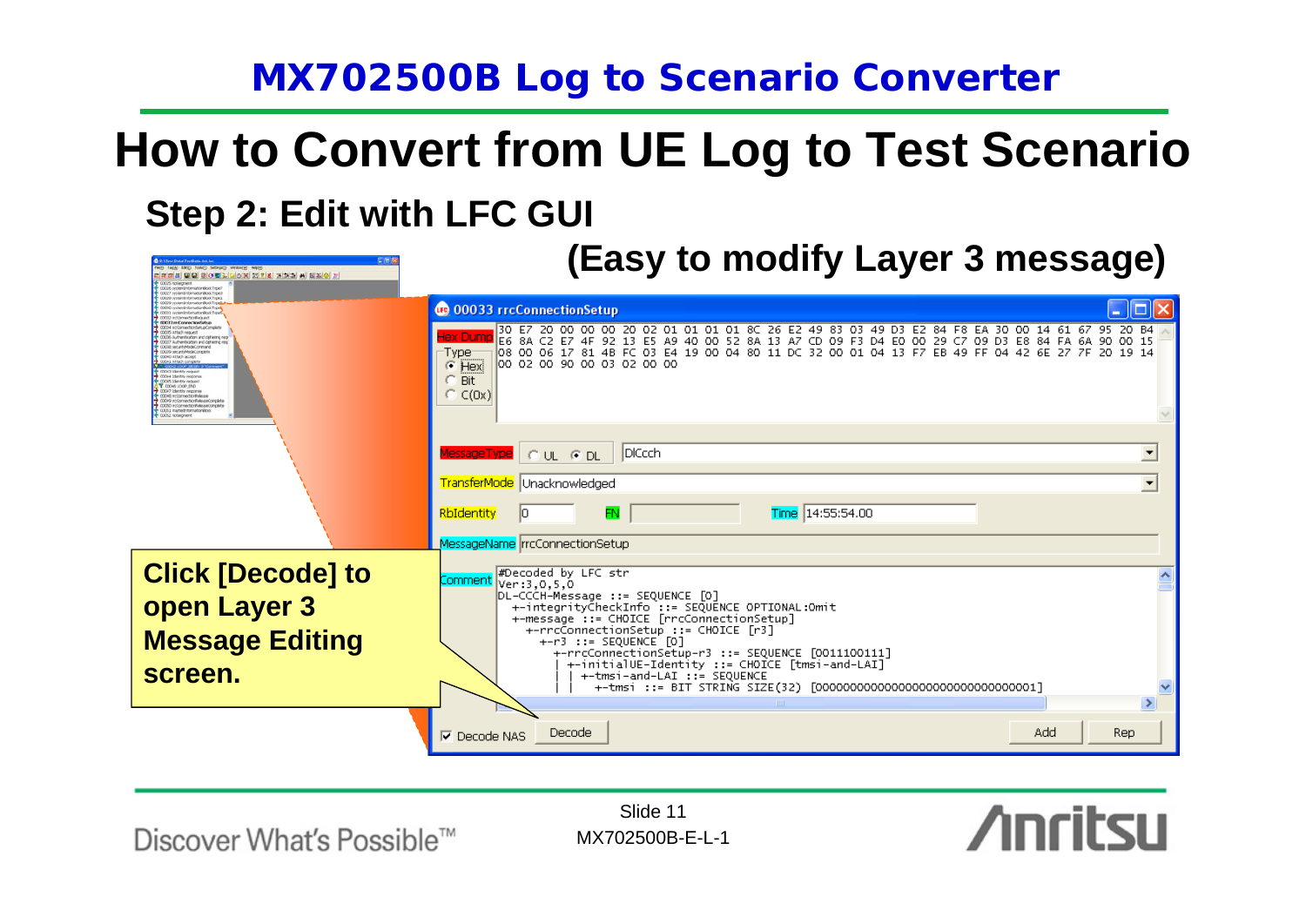## MX702500B Log to Scenario Converter

# How to Convert from UE Log to Test Scenario

### Step 2: Edit with LFC GUI

### (Easy to modify Layer 3 message)

00033 rrcConnectionSetup

Hex Dump

```
30 E7 20 00 00 00 20 02 01 01 01 01 8C 26 E2 49 83 03 49 D3 E2 84 F8 EA 30 00 14 61 67 95 20 B4
E6 8A C2 E7 4F 92 13 E5 A9 40 00 52 8A 13 A7 CD 09 F3 D4 E0 00 29 C7 09 D3 E8 84 FA 6A 90 00 15
08 00 06 17 81 4B FC 03 E4 19 00 04 80 11 DC 32 00 01 04 13 F7 EB 49 FF 04 42 6E 27 7F 20 19 14
00 02 00 90 00 03 02 00 00
```

Type: Hex / Bit / C(0x)

MessageType: UL / DL — DlCcch

TransferMode: Unacknowledged

RbIdentity: 0 FN: Time: 14:55:54.00

MessageName: rrcConnectionSetup

Comment:

```
#Decoded by LFC str
Ver:3,0,5,0
DL-CCCH-Message ::= SEQUENCE [0]
  +-integrityCheckInfo ::= SEQUENCE OPTIONAL:Omit
  +-message ::= CHOICE [rrcConnectionSetup]
    +-rrcConnectionSetup ::= CHOICE [r3]
      +-r3 ::= SEQUENCE [0]
        +-rrcConnectionSetup-r3 ::= SEQUENCE [0011100111]
          +-initialUE-Identity ::= CHOICE [tmsi-and-LAI]
          | +-tmsi-and-LAI ::= SEQUENCE
          | | +-tmsi ::= BIT STRING SIZE(32) [00000000000000000000000000000001]
```

Decode NAS | Decode | Add | Rep

**Click [Decode] to open Layer 3 Message Editing screen.**

Slide 11
MX702500B-E-L-1

Discover What's Possible™ — Anritsu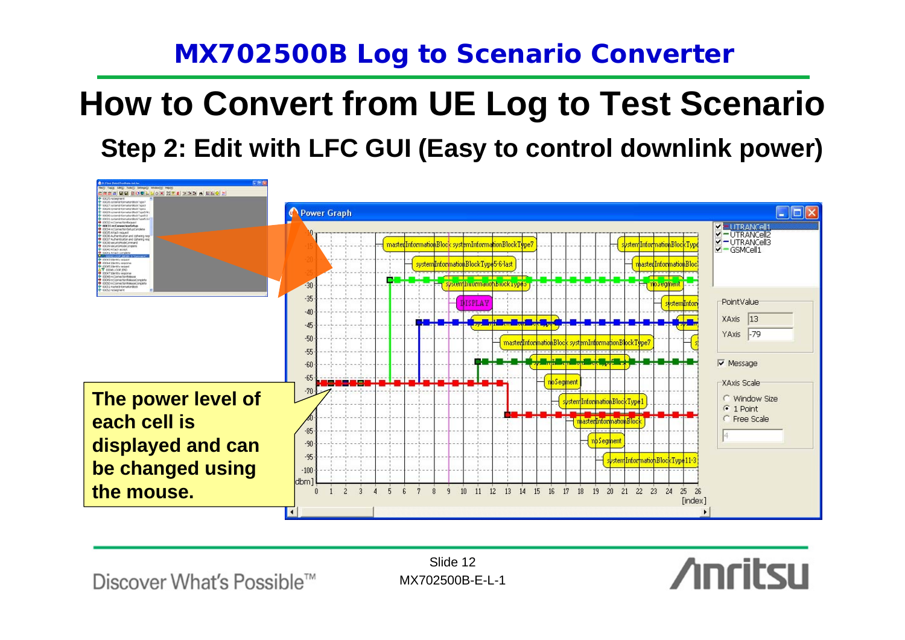# How to Convert from UE Log to Test Scenario

## Step 2: Edit with LFC GUI (Easy to control downlink power)

**The power level of each cell is displayed and can be changed using the mouse.**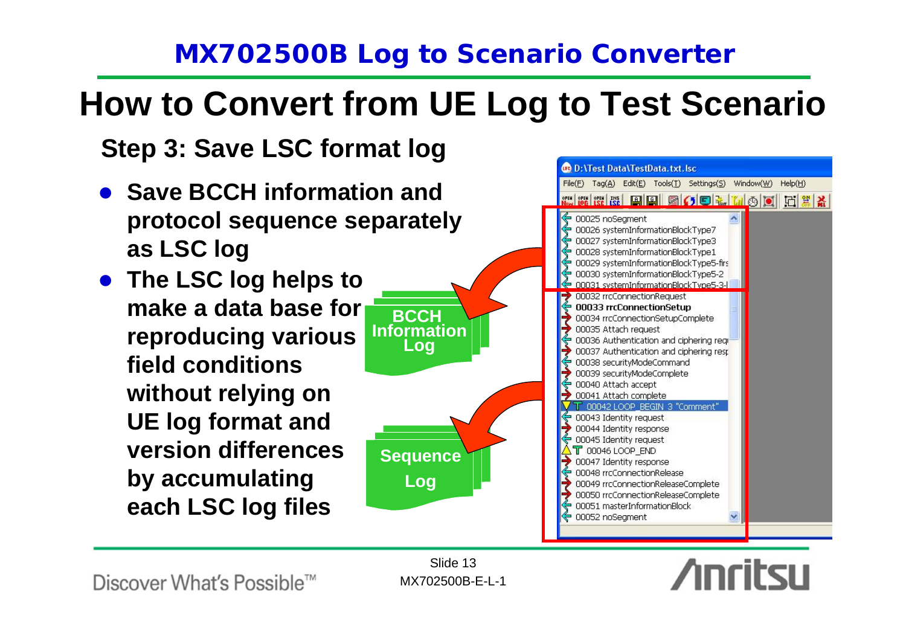# MX702500B Log to Scenario Converter

## How to Convert from UE Log to Test Scenario

### Step 3: Save LSC format log

- **Save BCCH information and protocol sequence separately as LSC log**
- **The LSC log helps to make a data base for reproducing various field conditions without relying on UE log format and version differences by accumulating each LSC log files**

**BCCH Information Log**

**Sequence Log**

D:\Test Data\TestData.txt.lsc

File(F) Tag(A) Edit(E) Tools(T) Settings(S) Window(W) Help(H)

00025 noSegment
00026 systemInformationBlockType7
00027 systemInformationBlockType3
00028 systemInformationBlockType1
00029 systemInformationBlockType5-firs
00030 systemInformationBlockType5-2
00031 systemInformationBlockType5-3-l
00032 rrcConnectionRequest
**00033 rrcConnectionSetup**
00034 rrcConnectionSetupComplete
00035 Attach request
00036 Authentication and ciphering requ
00037 Authentication and ciphering resp
00038 securityModeCommand
00039 securityModeComplete
00040 Attach accept
00041 Attach complete
00042 LOOP_BEGIN 3 "Comment"
00043 Identity request
00044 Identity response
00045 Identity request
00046 LOOP_END
00047 Identity response
00048 rrcConnectionRelease
00049 rrcConnectionReleaseComplete
00050 rrcConnectionReleaseComplete
00051 masterInformationBlock
00052 noSegment

Discover What's Possible™

MX702500B-E-L-1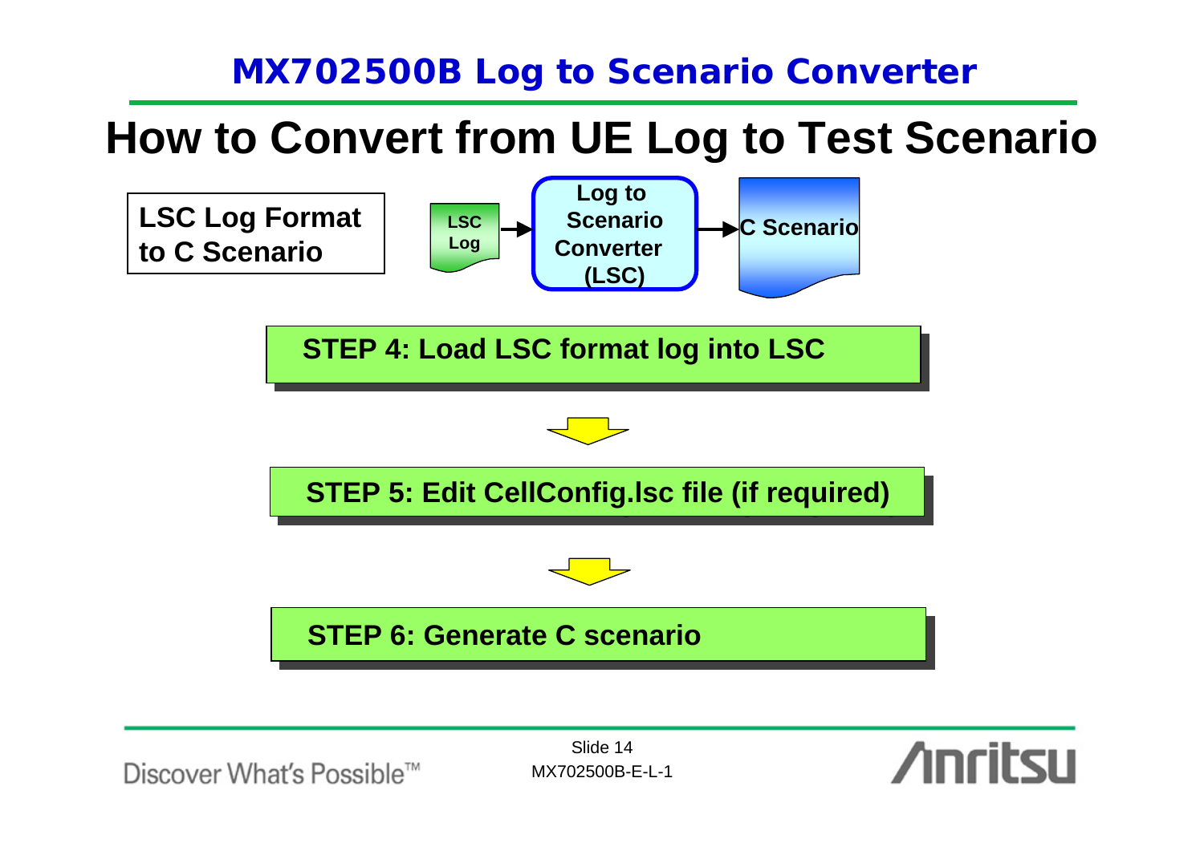# MX702500B Log to Scenario Converter

## How to Convert from UE Log to Test Scenario

**LSC Log Format to C Scenario**

LSC Log → Log to Scenario Converter (LSC) → C Scenario

**STEP 4: Load LSC format log into LSC**

↓

**STEP 5: Edit CellConfig.lsc file (if required)**

↓

**STEP 6: Generate C scenario**

Slide 14

MX702500B-E-L-1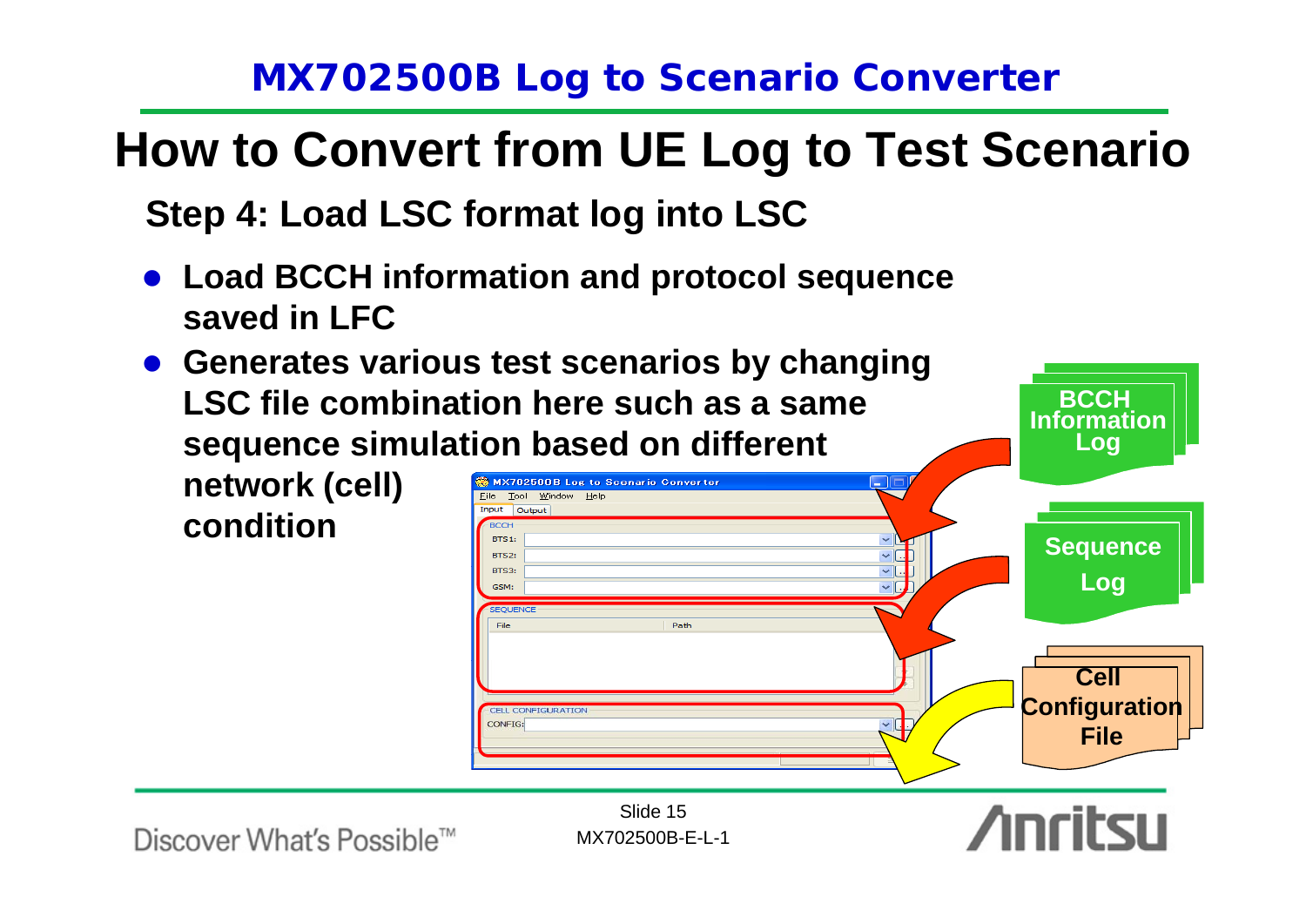# How to Convert from UE Log to Test Scenario

## Step 4: Load LSC format log into LSC

- **Load BCCH information and protocol sequence saved in LFC**
- **Generates various test scenarios by changing LSC file combination here such as a same sequence simulation based on different network (cell) condition**

BCCH Information Log

Sequence Log

Cell Configuration File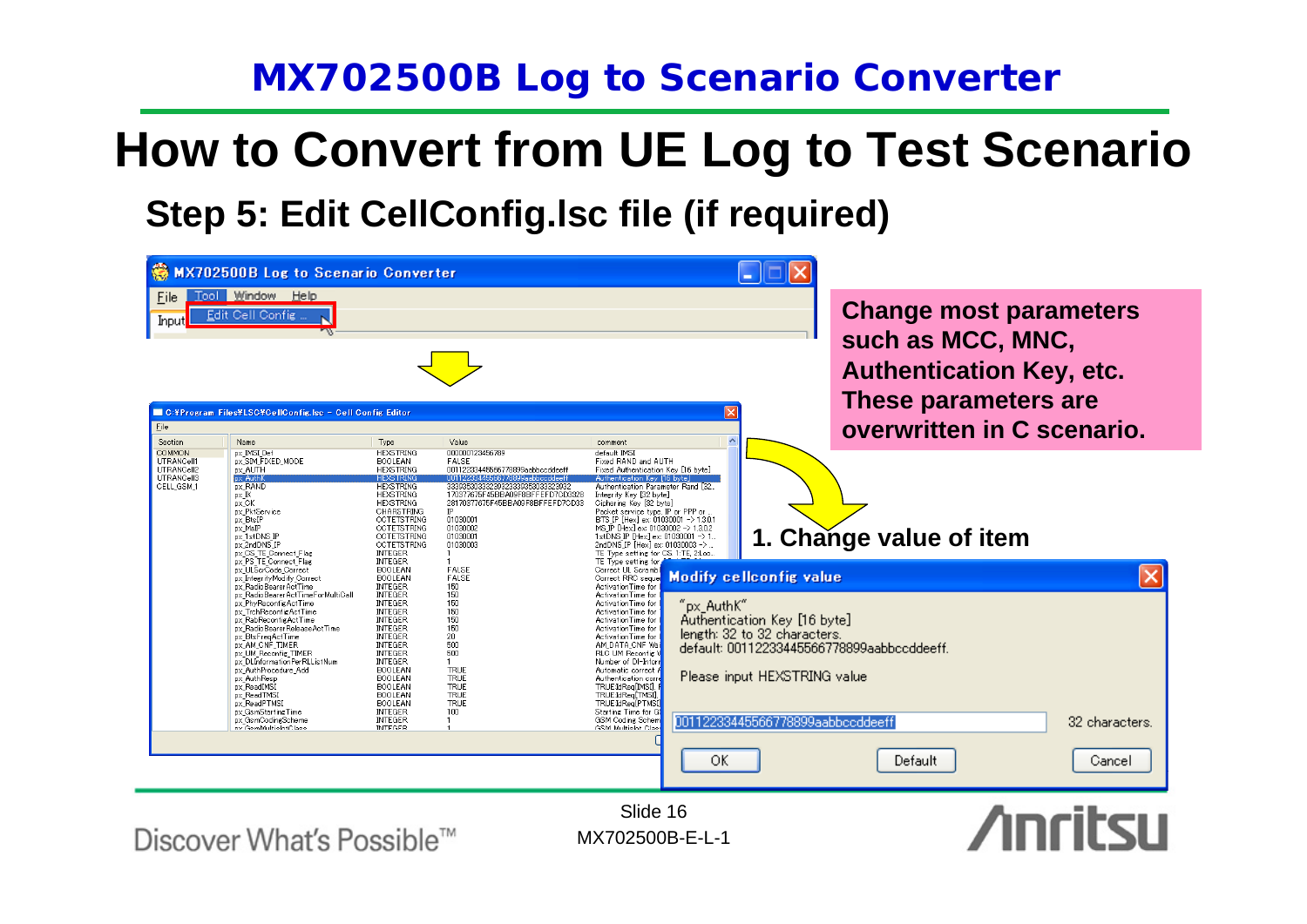# How to Convert from UE Log to Test Scenario

## Step 5: Edit CellConfig.lsc file (if required)

**Change most parameters such as MCC, MNC, Authentication Key, etc. These parameters are overwritten in C scenario.**

**1. Change value of item**

MX702500B Log to Scenario Converter

File Tool Window Help

Edit Cell Config ...

C:¥Program Files¥LSC¥CellConfig.lsc – Cell Config Editor

Modify cellconfig value

"px_AuthK"
Authentication Key [16 byte]
length: 32 to 32 characters.
default: 00112233445566778899aabbccddeeff.

Please input HEXSTRING value

00112233445566778899aabbccddeeff — 32 characters.

OK | Default | Cancel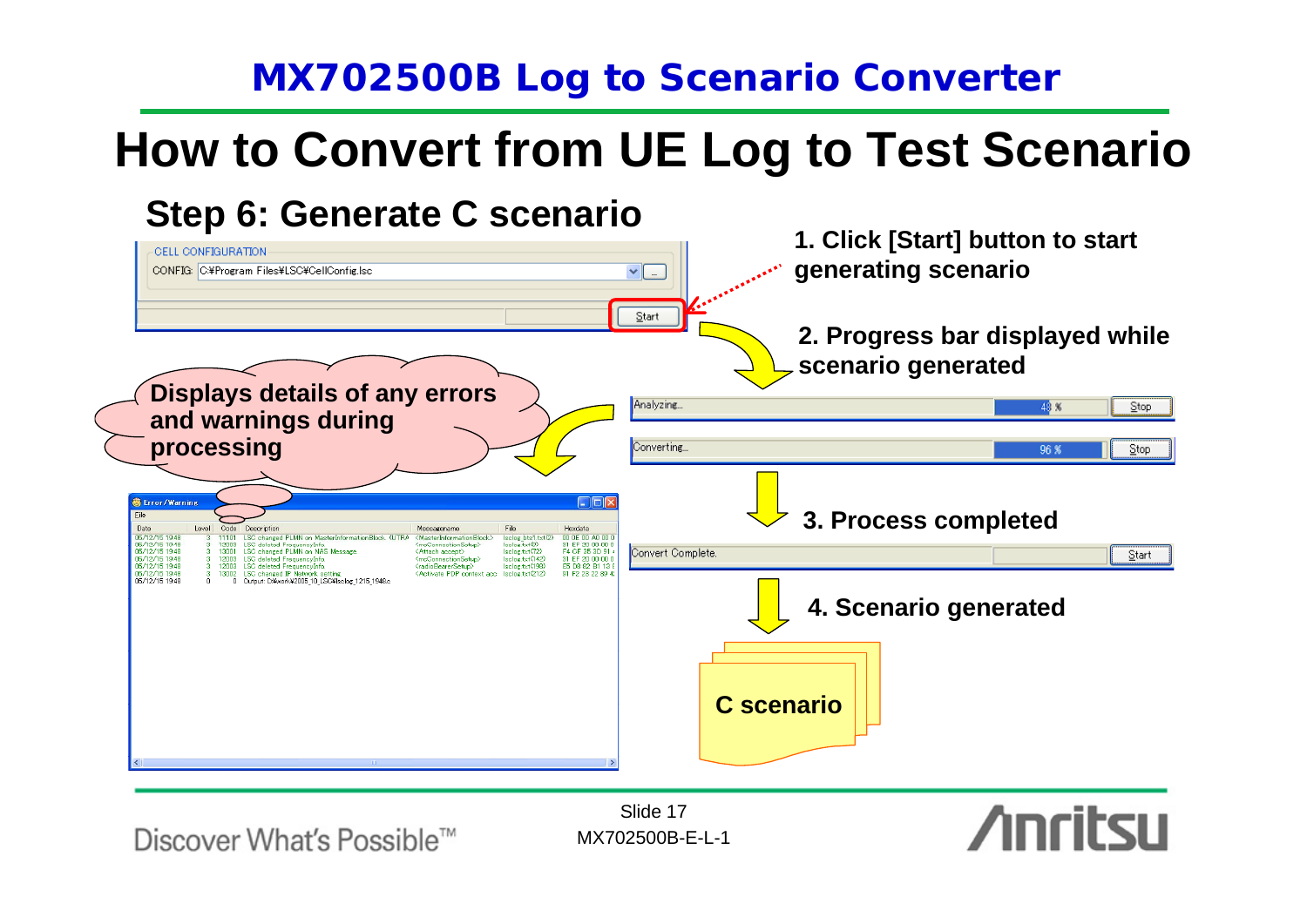# MX702500B Log to Scenario Converter

# How to Convert from UE Log to Test Scenario

## Step 6: Generate C scenario

CELL CONFIGURATION

CONFIG: C:¥Program Files¥LSC¥CellConfig.lsc

Start

1. Click [Start] button to start generating scenario

2. Progress bar displayed while scenario generated

Analyzing... 48 % Stop

Converting... 96 % Stop

3. Process completed

Convert Complete. Start

4. Scenario generated

C scenario

Displays details of any errors and warnings during processing

Error/Warning

File

| Date | Level | Code | Description | Messagename | File | Hexdata |
|---|---|---|---|---|---|---|
| 05/12/15 19:48 | 3 | 11101 | LSC changed PLMN on MasterInformationBlock. (UTRA | <MasterInformationBlock> | lsclog_bts1.txt(2) | 00 0E 00 A0 00 0 |
| 05/12/15 19:48 | 3 | 12003 | LSC deleted FrequencyInfo. | <rrcConnectionSetup> | lsclog.txt(49) | 81 EF 00 00 00 0 |
| 05/12/15 19:48 | 3 | 13001 | LSC changed PLMN on NAS Message. | <Attach accept> | lsclog.txt(72) | F4 CF 3B 3D 91 4 |
| 05/12/15 19:48 | 3 | 12003 | LSC deleted FrequencyInfo. | <rrcConnectionSetup> | lsclog.txt(142) | 81 EF 20 00 00 0 |
| 05/12/15 19:48 | 3 | 12003 | LSC deleted FrequencyInfo. | <radioBearerSetup> | lsclog.txt(196) | E5 D8 62 B1 13 E |
| 05/12/15 19:48 | 3 | 13002 | LSC changed IP Network setting | <Activate PDP context acc | lsclog.txt(212) | 81 F2 28 22 89 4 |
| 05/12/15 19:48 | 0 | 0 | Output: D:¥work¥2005_10_LSC¥lsclog_1215_1948.c | | | |

Slide 17

MX702500B-E-L-1

Discover What's Possible™

Anritsu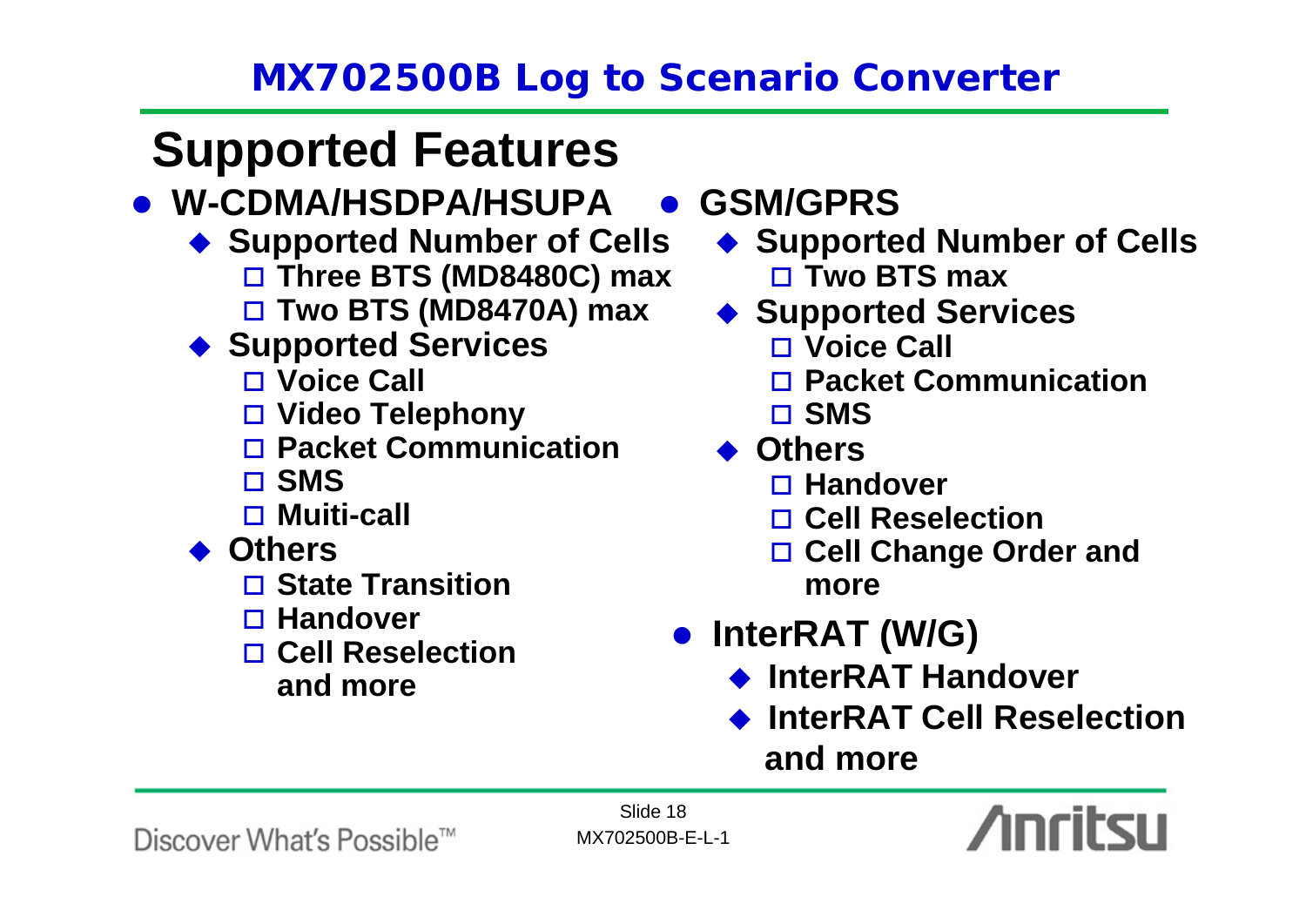# MX702500B Log to Scenario Converter

## Supported Features

- **W-CDMA/HSDPA/HSUPA**
  - **Supported Number of Cells**
    - Three BTS (MD8480C) max
    - Two BTS (MD8470A) max
  - **Supported Services**
    - Voice Call
    - Video Telephony
    - Packet Communication
    - SMS
    - Muiti-call
  - **Others**
    - State Transition
    - Handover
    - Cell Reselection and more
- **GSM/GPRS**
  - **Supported Number of Cells**
    - Two BTS max
  - **Supported Services**
    - Voice Call
    - Packet Communication
    - SMS
  - **Others**
    - Handover
    - Cell Reselection
    - Cell Change Order and more
- **InterRAT (W/G)**
  - **InterRAT Handover**
  - **InterRAT Cell Reselection and more**

MX702500B-E-L-1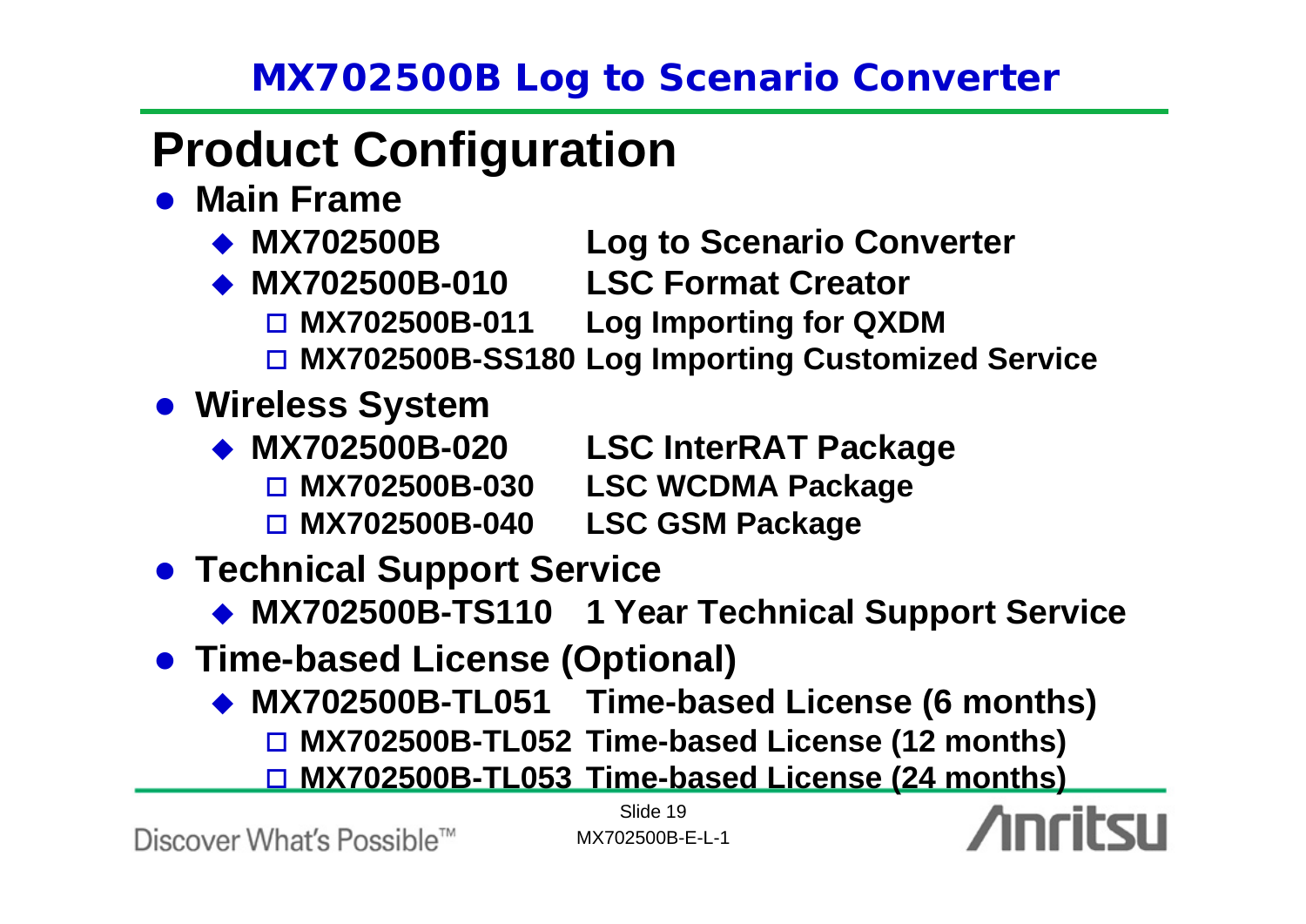# Product Configuration

- **Main Frame**
  - **MX702500B** Log to Scenario Converter
  - **MX702500B-010** LSC Format Creator
    - **MX702500B-011** Log Importing for QXDM
    - **MX702500B-SS180** Log Importing Customized Service
- **Wireless System**
  - **MX702500B-020** LSC InterRAT Package
    - **MX702500B-030** LSC WCDMA Package
    - **MX702500B-040** LSC GSM Package
- **Technical Support Service**
  - **MX702500B-TS110** 1 Year Technical Support Service
- **Time-based License (Optional)**
  - **MX702500B-TL051** Time-based License (6 months)
    - **MX702500B-TL052** Time-based License (12 months)
    - **MX702500B-TL053** Time-based License (24 months)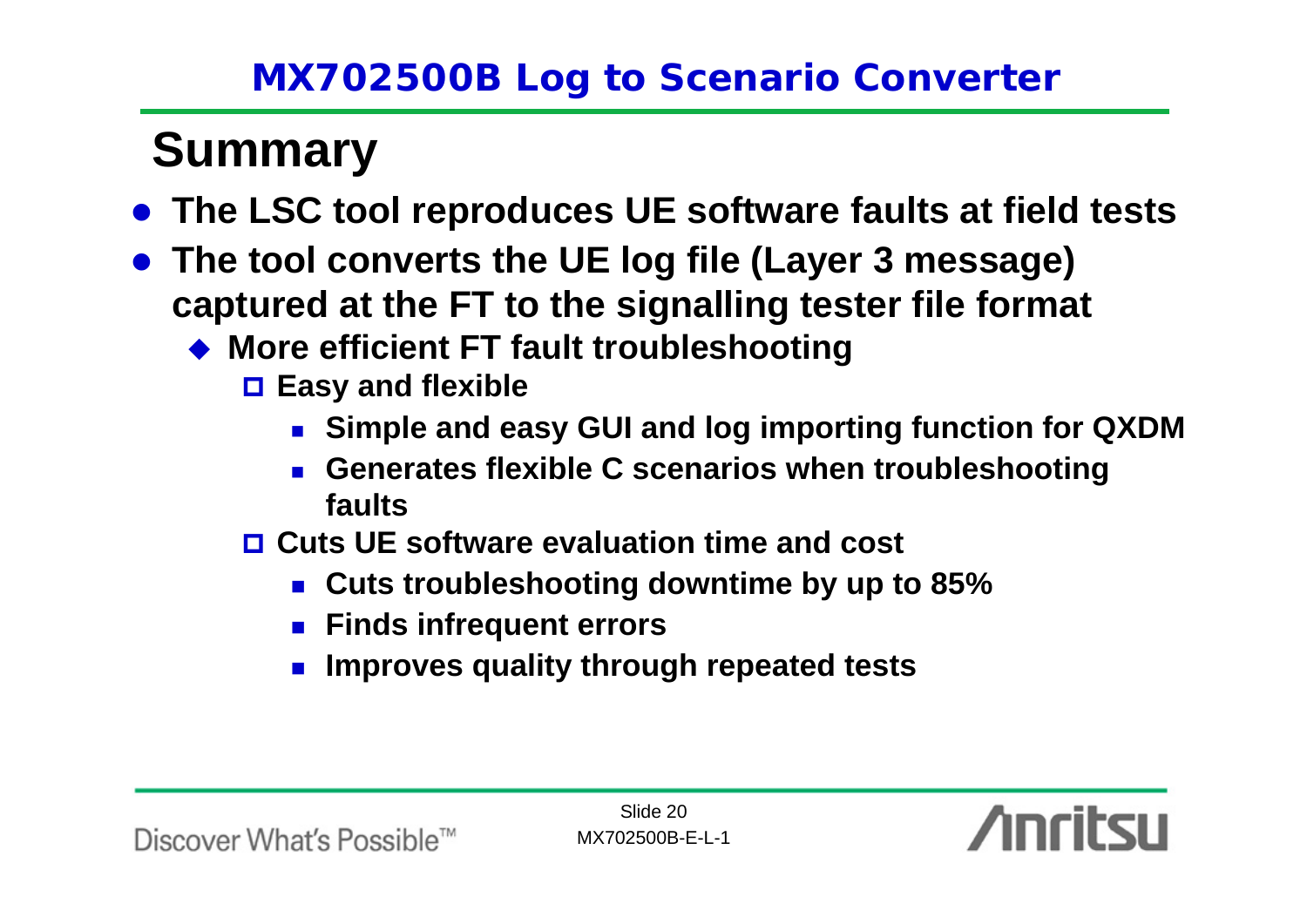# Summary

- **The LSC tool reproduces UE software faults at field tests**
- **The tool converts the UE log file (Layer 3 message) captured at the FT to the signalling tester file format**
  - **More efficient FT fault troubleshooting**
    - **Easy and flexible**
      - **Simple and easy GUI and log importing function for QXDM**
      - **Generates flexible C scenarios when troubleshooting faults**
    - **Cuts UE software evaluation time and cost**
      - **Cuts troubleshooting downtime by up to 85%**
      - **Finds infrequent errors**
      - **Improves quality through repeated tests**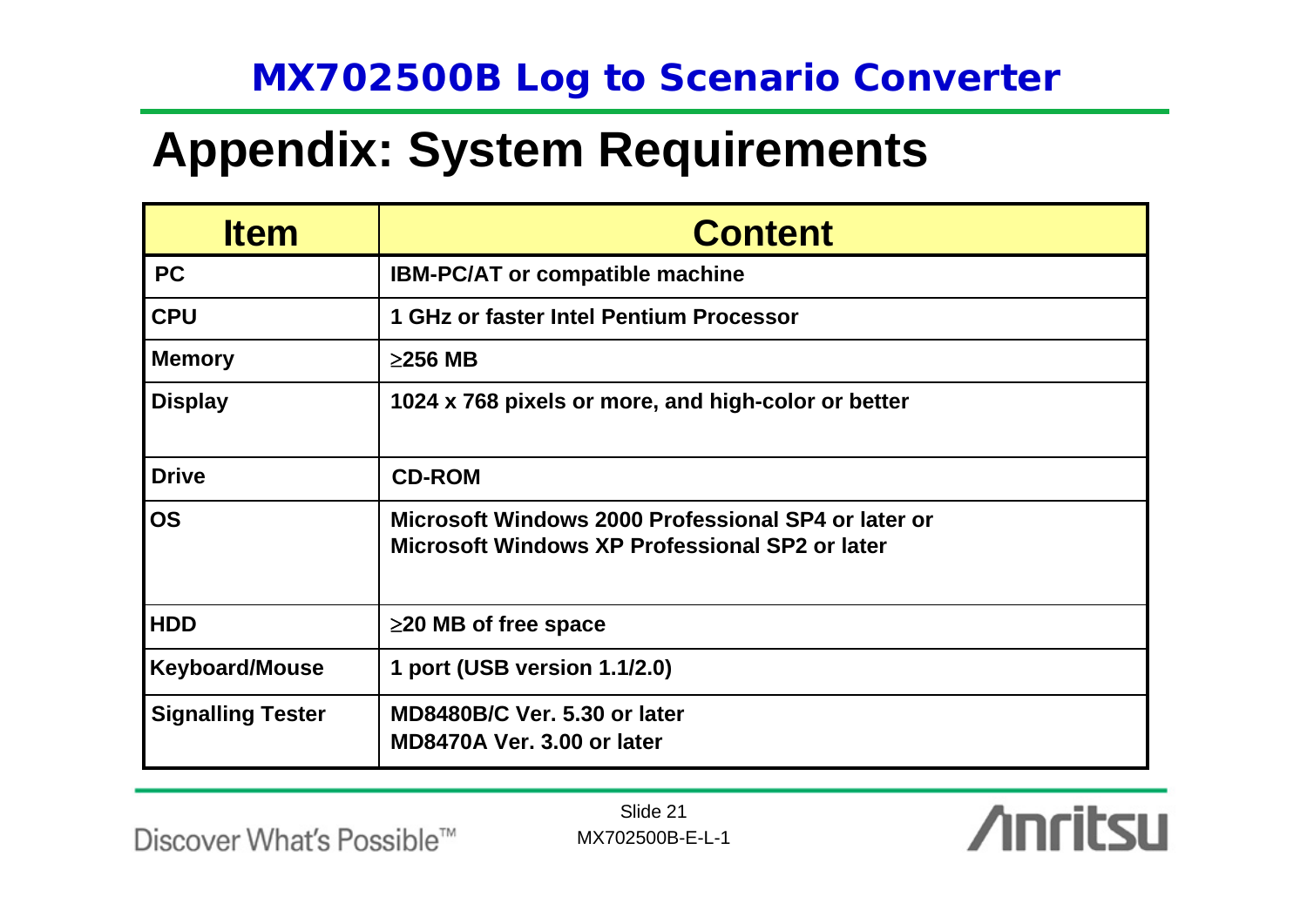# MX702500B Log to Scenario Converter

## Appendix: System Requirements

| Item | Content |
|---|---|
| PC | IBM-PC/AT or compatible machine |
| CPU | 1 GHz or faster Intel Pentium Processor |
| Memory | ≥256 MB |
| Display | 1024 x 768 pixels or more, and high-color or better |
| Drive | CD-ROM |
| OS | Microsoft Windows 2000 Professional SP4 or later or<br>Microsoft Windows XP Professional SP2 or later |
| HDD | ≥20 MB of free space |
| Keyboard/Mouse | 1 port (USB version 1.1/2.0) |
| Signalling Tester | MD8480B/C Ver. 5.30 or later<br>MD8470A Ver. 3.00 or later |

Discover What's Possible™

MX702500B-E-L-1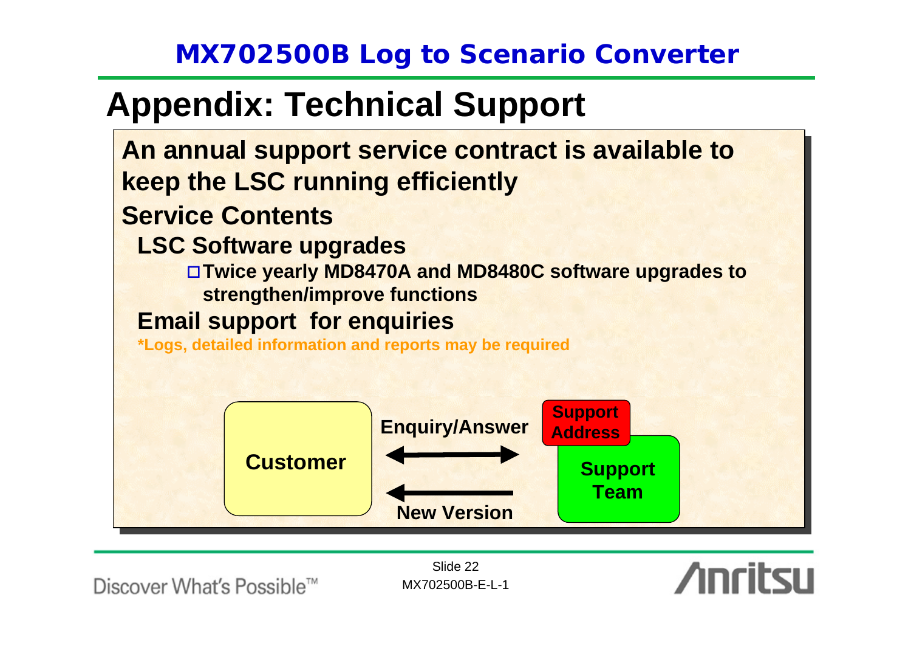# Appendix: Technical Support

**An annual support service contract is available to keep the LSC running efficiently**

**Service Contents**

**LSC Software upgrades**

- **Twice yearly MD8470A and MD8480C software upgrades to strengthen/improve functions**

**Email support for enquiries**

***Logs, detailed information and reports may be required**

Customer — Enquiry/Answer — Support Address / Support Team

New Version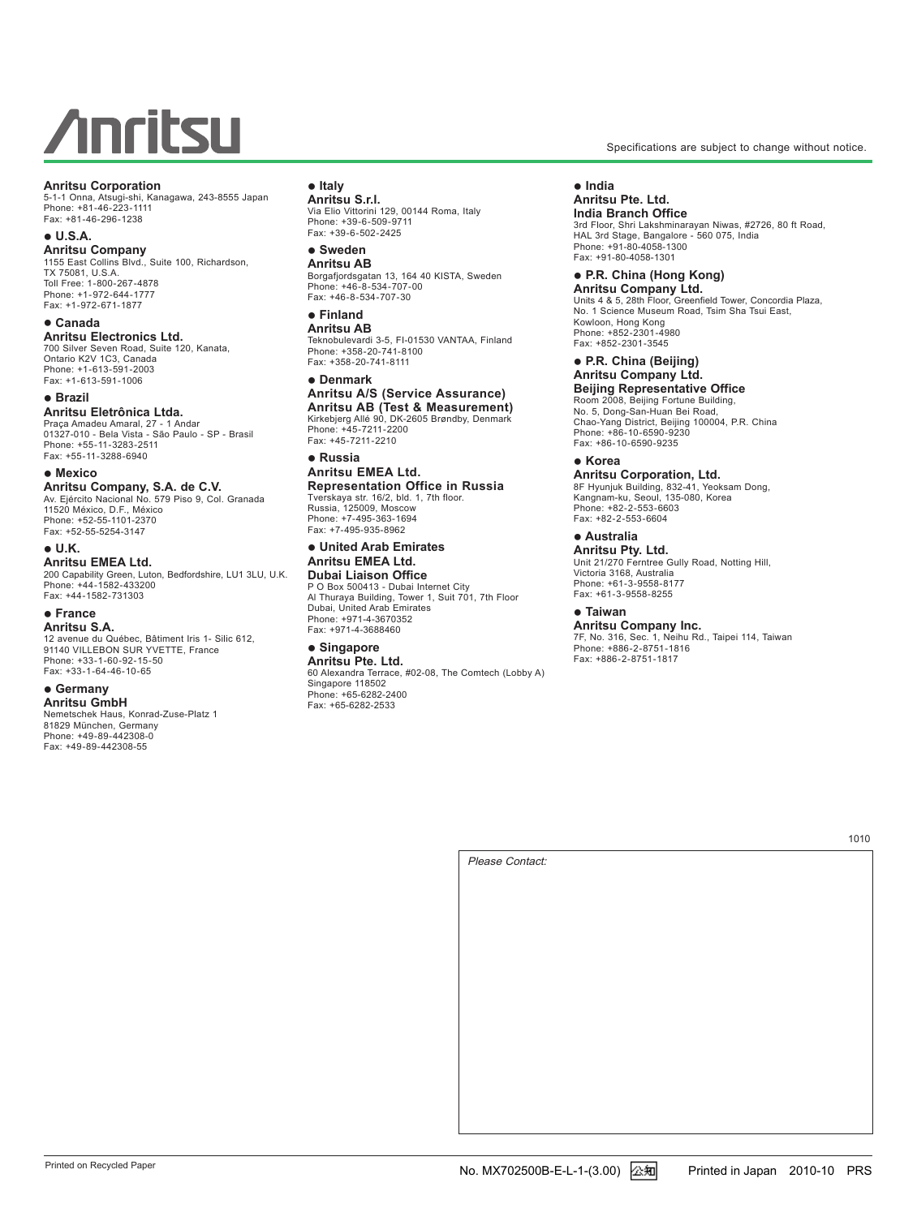# Anritsu

Specifications are subject to change without notice.

**Anritsu Corporation**
5-1-1 Onna, Atsugi-shi, Kanagawa, 243-8555 Japan
Phone: +81-46-223-1111
Fax: +81-46-296-1238

### ● U.S.A.
**Anritsu Company**
1155 East Collins Blvd., Suite 100, Richardson,
TX 75081, U.S.A.
Toll Free: 1-800-267-4878
Phone: +1-972-644-1777
Fax: +1-972-671-1877

### ● Canada
**Anritsu Electronics Ltd.**
700 Silver Seven Road, Suite 120, Kanata,
Ontario K2V 1C3, Canada
Phone: +1-613-591-2003
Fax: +1-613-591-1006

### ● Brazil
**Anritsu Eletrônica Ltda.**
Praça Amadeu Amaral, 27 - 1 Andar
01327-010 - Bela Vista - São Paulo - SP - Brasil
Phone: +55-11-3283-2511
Fax: +55-11-3288-6940

### ● Mexico
**Anritsu Company, S.A. de C.V.**
Av. Ejército Nacional No. 579 Piso 9, Col. Granada
11520 México, D.F., México
Phone: +52-55-1101-2370
Fax: +52-55-5254-3147

### ● U.K.
**Anritsu EMEA Ltd.**
200 Capability Green, Luton, Bedfordshire, LU1 3LU, U.K.
Phone: +44-1582-433200
Fax: +44-1582-731303

### ● France
**Anritsu S.A.**
12 avenue du Québec, Bâtiment Iris 1- Silic 612,
91140 VILLEBON SUR YVETTE, France
Phone: +33-1-60-92-15-50
Fax: +33-1-64-46-10-65

### ● Germany
**Anritsu GmbH**
Nemetschek Haus, Konrad-Zuse-Platz 1
81829 München, Germany
Phone: +49-89-442308-0
Fax: +49-89-442308-55

### ● Italy
**Anritsu S.r.l.**
Via Elio Vittorini 129, 00144 Roma, Italy
Phone: +39-6-509-9711
Fax: +39-6-502-2425

### ● Sweden
**Anritsu AB**
Borgafjordsgatan 13, 164 40 KISTA, Sweden
Phone: +46-8-534-707-00
Fax: +46-8-534-707-30

### ● Finland
**Anritsu AB**
Teknobulevardi 3-5, FI-01530 VANTAA, Finland
Phone: +358-20-741-8100
Fax: +358-20-741-8111

### ● Denmark
**Anritsu A/S (Service Assurance)**
**Anritsu AB (Test & Measurement)**
Kirkebjerg Allé 90, DK-2605 Brøndby, Denmark
Phone: +45-7211-2200
Fax: +45-7211-2210

### ● Russia
**Anritsu EMEA Ltd.**
**Representation Office in Russia**
Tverskaya str. 16/2, bld. 1, 7th floor.
Russia, 125009, Moscow
Phone: +7-495-363-1694
Fax: +7-495-935-8962

### ● United Arab Emirates
**Anritsu EMEA Ltd.**
**Dubai Liaison Office**
P O Box 500413 - Dubai Internet City
Al Thuraya Building, Tower 1, Suit 701, 7th Floor
Dubai, United Arab Emirates
Phone: +971-4-3670352
Fax: +971-4-3688460

### ● Singapore
**Anritsu Pte. Ltd.**
60 Alexandra Terrace, #02-08, The Comtech (Lobby A)
Singapore 118502
Phone: +65-6282-2400
Fax: +65-6282-2533

### ● India
**Anritsu Pte. Ltd.**
**India Branch Office**
3rd Floor, Shri Lakshminarayan Niwas, #2726, 80 ft Road,
HAL 3rd Stage, Bangalore - 560 075, India
Phone: +91-80-4058-1300
Fax: +91-80-4058-1301

### ● P.R. China (Hong Kong)
**Anritsu Company Ltd.**
Units 4 & 5, 28th Floor, Greenfield Tower, Concordia Plaza,
No. 1 Science Museum Road, Tsim Sha Tsui East,
Kowloon, Hong Kong
Phone: +852-2301-4980
Fax: +852-2301-3545

### ● P.R. China (Beijing)
**Anritsu Company Ltd.**
**Beijing Representative Office**
Room 2008, Beijing Fortune Building,
No. 5, Dong-San-Huan Bei Road,
Chao-Yang District, Beijing 100004, P.R. China
Phone: +86-10-6590-9230
Fax: +86-10-6590-9235

### ● Korea
**Anritsu Corporation, Ltd.**
8F Hyunjuk Building, 832-41, Yeoksam Dong,
Kangnam-ku, Seoul, 135-080, Korea
Phone: +82-2-553-6603
Fax: +82-2-553-6604

### ● Australia
**Anritsu Pty. Ltd.**
Unit 21/270 Ferntree Gully Road, Notting Hill,
Victoria 3168, Australia
Phone: +61-3-9558-8177
Fax: +61-3-9558-8255

### ● Taiwan
**Anritsu Company Inc.**
7F, No. 316, Sec. 1, Neihu Rd., Taipei 114, Taiwan
Phone: +886-2-8751-1816
Fax: +886-2-8751-1817

1010

*Please Contact:*

Printed on Recycled Paper

No. MX702500B-E-L-1-(3.00) 公知 Printed in Japan 2010-10 PRS